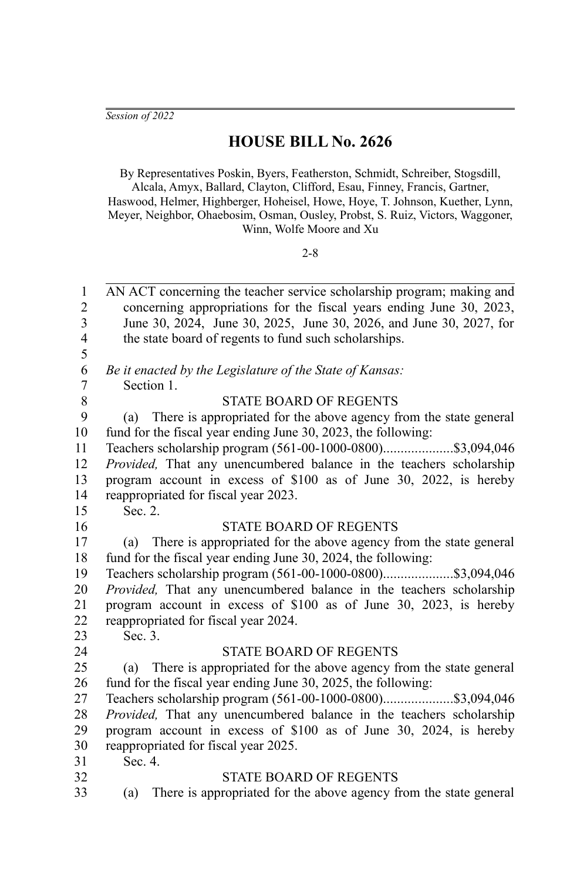*Session of 2022*

# HOUSE BILL No. 2626

By Representatives Poskin, Byers, Featherston, Schmidt, Schreiber, Stogsdill, Alcala, Amyx, Ballard, Clayton, Clifford, Esau, Finney, Francis, Gartner, Haswood, Helmer, Highberger, Hoheisel, Howe, Hoye, T. Johnson, Kuether, Lynn, Meyer, Neighbor, Ohaebosim, Osman, Ousley, Probst, S. Ruiz, Victors, Waggoner, Winn, Wolfe Moore and Xu

2-8

AN ACT concerning the teacher service scholarship program; making and concerning appropriations for the fiscal years ending June 30, 2023, June 30, 2024, June 30, 2025, June 30, 2026, and June 30, 2027, for the state board of regents to fund such scholarships.

*Be it enacted by the Legislature of the State of Kansas:*

Section 1.

STATE BOARD OF REGENTS

(a) There is appropriated for the above agency from the state general fund for the fiscal year ending June 30, 2023, the following:

Teachers scholarship program (561-00-1000-0800)....................$3,094,046

*Provided,* That any unencumbered balance in the teachers scholarship program account in excess of $100 as of June 30, 2022, is hereby reappropriated for fiscal year 2023.

Sec. 2.

STATE BOARD OF REGENTS

(a) There is appropriated for the above agency from the state general fund for the fiscal year ending June 30, 2024, the following:

Teachers scholarship program (561-00-1000-0800)....................$3,094,046

*Provided,* That any unencumbered balance in the teachers scholarship program account in excess of $100 as of June 30, 2023, is hereby reappropriated for fiscal year 2024.

Sec. 3.

STATE BOARD OF REGENTS

(a) There is appropriated for the above agency from the state general fund for the fiscal year ending June 30, 2025, the following:

Teachers scholarship program (561-00-1000-0800)....................$3,094,046

*Provided,* That any unencumbered balance in the teachers scholarship program account in excess of $100 as of June 30, 2024, is hereby reappropriated for fiscal year 2025.

Sec. 4.

STATE BOARD OF REGENTS

(a) There is appropriated for the above agency from the state general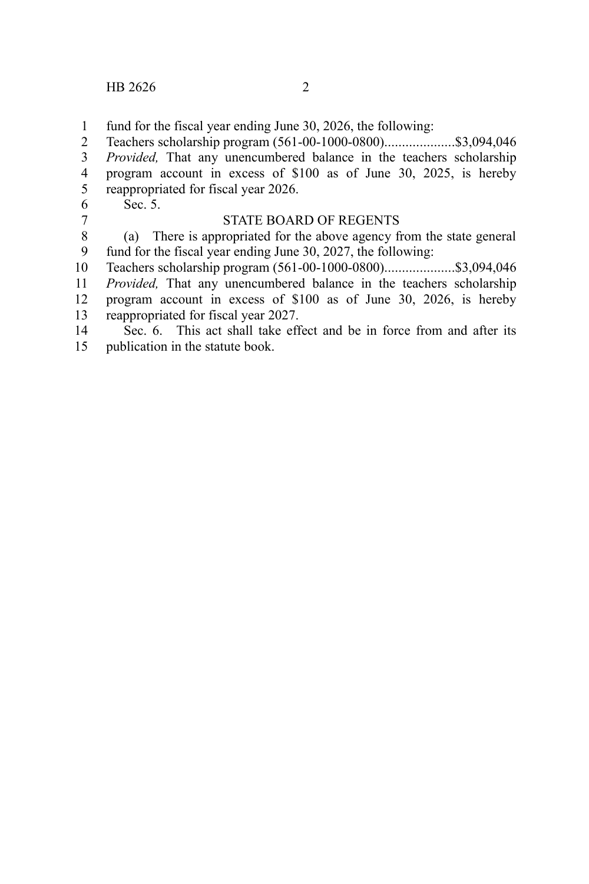fund for the fiscal year ending June 30, 2026, the following:

Teachers scholarship program (561-00-1000-0800)....................$3,094,046

*Provided,* That any unencumbered balance in the teachers scholarship program account in excess of $100 as of June 30, 2025, is hereby reappropriated for fiscal year 2026.

Sec. 5.

STATE BOARD OF REGENTS

(a) There is appropriated for the above agency from the state general fund for the fiscal year ending June 30, 2027, the following:

Teachers scholarship program (561-00-1000-0800)....................$3,094,046

*Provided,* That any unencumbered balance in the teachers scholarship program account in excess of $100 as of June 30, 2026, is hereby reappropriated for fiscal year 2027.

Sec. 6. This act shall take effect and be in force from and after its publication in the statute book.